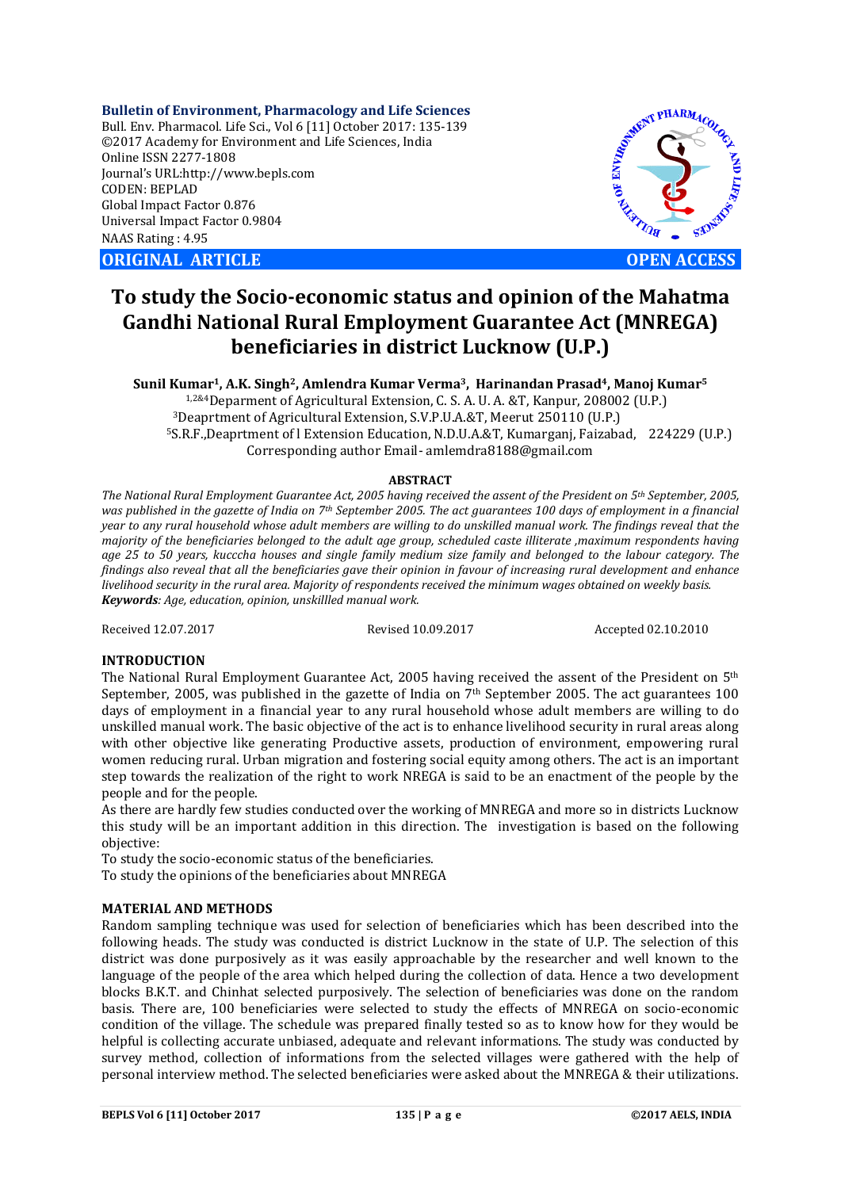**Bulletin of Environment, Pharmacology and Life Sciences**
Bull. Env. Pharmacol. Life Sci., Vol 6 [11] October 2017: 135-139
©2017 Academy for Environment and Life Sciences, India
Online ISSN 2277-1808
Journal's URL:http://www.bepls.com
CODEN: BEPLAD
Global Impact Factor 0.876
Universal Impact Factor 0.9804
NAAS Rating : 4.95

**ORIGINAL ARTICLE** **OPEN ACCESS**

# To study the Socio-economic status and opinion of the Mahatma Gandhi National Rural Employment Guarantee Act (MNREGA) beneficiaries in district Lucknow (U.P.)

**Sunil Kumar[1], A.K. Singh[2], Amlendra Kumar Verma[3], Harinandan Prasad[4], Manoj Kumar[5]**

[1,2&4]Deparment of Agricultural Extension, C. S. A. U. A. &T, Kanpur, 208002 (U.P.)
[3]Deaprtment of Agricultural Extension, S.V.P.U.A.&T, Meerut 250110 (U.P.)
[5]S.R.F.,Deaprtment of l Extension Education, N.D.U.A.&T, Kumarganj, Faizabad, 224229 (U.P.)
Corresponding author Email- amlemdra8188@gmail.com

**ABSTRACT**

*The National Rural Employment Guarantee Act, 2005 having received the assent of the President on 5th September, 2005, was published in the gazette of India on 7th September 2005. The act guarantees 100 days of employment in a financial year to any rural household whose adult members are willing to do unskilled manual work. The findings reveal that the majority of the beneficiaries belonged to the adult age group, scheduled caste illiterate ,maximum respondents having age 25 to 50 years, kucccha houses and single family medium size family and belonged to the labour category. The findings also reveal that all the beneficiaries gave their opinion in favour of increasing rural development and enhance livelihood security in the rural area. Majority of respondents received the minimum wages obtained on weekly basis.*

***Keywords**: Age, education, opinion, unskillled manual work.*

Received 12.07.2017 Revised 10.09.2017 Accepted 02.10.2010

## INTRODUCTION

The National Rural Employment Guarantee Act, 2005 having received the assent of the President on 5th September, 2005, was published in the gazette of India on 7th September 2005. The act guarantees 100 days of employment in a financial year to any rural household whose adult members are willing to do unskilled manual work. The basic objective of the act is to enhance livelihood security in rural areas along with other objective like generating Productive assets, production of environment, empowering rural women reducing rural. Urban migration and fostering social equity among others. The act is an important step towards the realization of the right to work NREGA is said to be an enactment of the people by the people and for the people.

As there are hardly few studies conducted over the working of MNREGA and more so in districts Lucknow this study will be an important addition in this direction. The investigation is based on the following objective:

To study the socio-economic status of the beneficiaries.

To study the opinions of the beneficiaries about MNREGA

## MATERIAL AND METHODS

Random sampling technique was used for selection of beneficiaries which has been described into the following heads. The study was conducted is district Lucknow in the state of U.P. The selection of this district was done purposively as it was easily approachable by the researcher and well known to the language of the people of the area which helped during the collection of data. Hence a two development blocks B.K.T. and Chinhat selected purposively. The selection of beneficiaries was done on the random basis. There are, 100 beneficiaries were selected to study the effects of MNREGA on socio-economic condition of the village. The schedule was prepared finally tested so as to know how for they would be helpful is collecting accurate unbiased, adequate and relevant informations. The study was conducted by survey method, collection of informations from the selected villages were gathered with the help of personal interview method. The selected beneficiaries were asked about the MNREGA & their utilizations.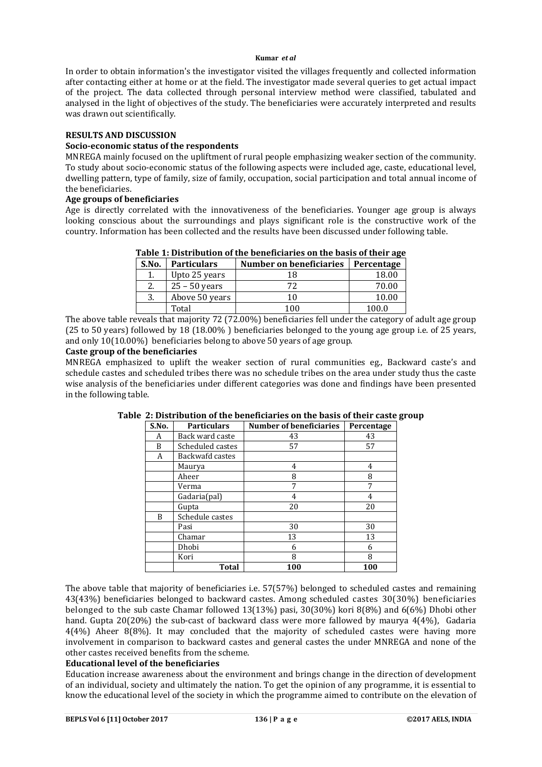In order to obtain information's the investigator visited the villages frequently and collected information after contacting either at home or at the field. The investigator made several queries to get actual impact of the project. The data collected through personal interview method were classified, tabulated and analysed in the light of objectives of the study. The beneficiaries were accurately interpreted and results was drawn out scientifically.

## RESULTS AND DISCUSSION

### Socio-economic status of the respondents

MNREGA mainly focused on the upliftment of rural people emphasizing weaker section of the community. To study about socio-economic status of the following aspects were included age, caste, educational level, dwelling pattern, type of family, size of family, occupation, social participation and total annual income of the beneficiaries.

### Age groups of beneficiaries

Age is directly correlated with the innovativeness of the beneficiaries. Younger age group is always looking conscious about the surroundings and plays significant role is the constructive work of the country. Information has been collected and the results have been discussed under following table.

**Table 1: Distribution of the beneficiaries on the basis of their age**

| S.No. | Particulars | Number on beneficiaries | Percentage |
|---|---|---|---|
| 1. | Upto 25 years | 18 | 18.00 |
| 2. | 25 – 50 years | 72 | 70.00 |
| 3. | Above 50 years | 10 | 10.00 |
| | Total | 100 | 100.0 |

The above table reveals that majority 72 (72.00%) beneficiaries fell under the category of adult age group (25 to 50 years) followed by 18 (18.00% ) beneficiaries belonged to the young age group i.e. of 25 years, and only 10(10.00%) beneficiaries belong to above 50 years of age group.

### Caste group of the beneficiaries

MNREGA emphasized to uplift the weaker section of rural communities eg., Backward caste's and schedule castes and scheduled tribes there was no schedule tribes on the area under study thus the caste wise analysis of the beneficiaries under different categories was done and findings have been presented in the following table.

**Table 2: Distribution of the beneficiaries on the basis of their caste group**

| S.No. | Particulars | Number of beneficiaries | Percentage |
|---|---|---|---|
| A | Back ward caste | 43 | 43 |
| B | Scheduled castes | 57 | 57 |
| A | Backwafd castes | | |
| | Maurya | 4 | 4 |
| | Aheer | 8 | 8 |
| | Verma | 7 | 7 |
| | Gadaria(pal) | 4 | 4 |
| | Gupta | 20 | 20 |
| B | Schedule castes | | |
| | Pasi | 30 | 30 |
| | Chamar | 13 | 13 |
| | Dhobi | 6 | 6 |
| | Kori | 8 | 8 |
| | **Total** | **100** | **100** |

The above table that majority of beneficiaries i.e. 57(57%) belonged to scheduled castes and remaining 43(43%) beneficiaries belonged to backward castes. Among scheduled castes 30(30%) beneficiaries belonged to the sub caste Chamar followed 13(13%) pasi, 30(30%) kori 8(8%) and 6(6%) Dhobi other hand. Gupta 20(20%) the sub-cast of backward class were more fallowed by maurya 4(4%), Gadaria 4(4%) Aheer 8(8%). It may concluded that the majority of scheduled castes were having more involvement in comparison to backward castes and general castes the under MNREGA and none of the other castes received benefits from the scheme.

### Educational level of the beneficiaries

Education increase awareness about the environment and brings change in the direction of development of an individual, society and ultimately the nation. To get the opinion of any programme, it is essential to know the educational level of the society in which the programme aimed to contribute on the elevation of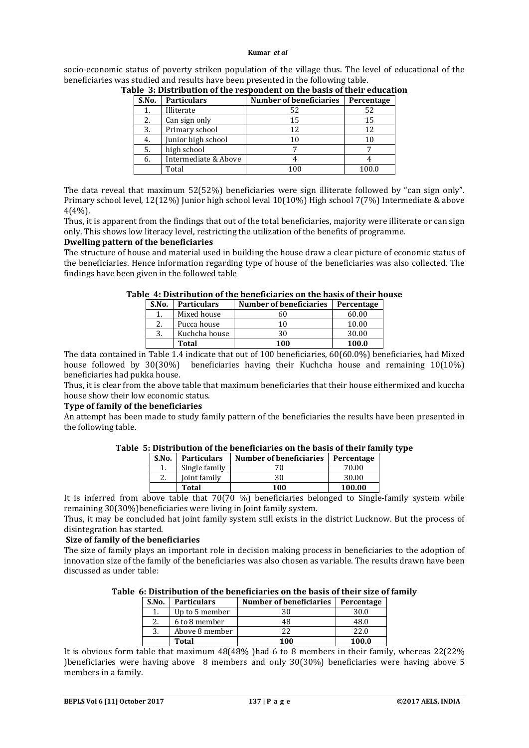socio-economic status of poverty striken population of the village thus. The level of educational of the beneficiaries was studied and results have been presented in the following table.

**Table 3: Distribution of the respondent on the basis of their education**

| S.No. | Particulars | Number of beneficiaries | Percentage |
|---|---|---|---|
| 1. | Illiterate | 52 | 52 |
| 2. | Can sign only | 15 | 15 |
| 3. | Primary school | 12 | 12 |
| 4. | Junior high school | 10 | 10 |
| 5. | high school | 7 | 7 |
| 6. | Intermediate & Above | 4 | 4 |
| | Total | 100 | 100.0 |

The data reveal that maximum 52(52%) beneficiaries were sign illiterate followed by "can sign only". Primary school level, 12(12%) Junior high school leval 10(10%) High school 7(7%) Intermediate & above 4(4%).

Thus, it is apparent from the findings that out of the total beneficiaries, majority were illiterate or can sign only. This shows low literacy level, restricting the utilization of the benefits of programme.

**Dwelling pattern of the beneficiaries**

The structure of house and material used in building the house draw a clear picture of economic status of the beneficiaries. Hence information regarding type of house of the beneficiaries was also collected. The findings have been given in the followed table

**Table 4: Distribution of the beneficiaries on the basis of their house**

| S.No. | Particulars | Number of beneficiaries | Percentage |
|---|---|---|---|
| 1. | Mixed house | 60 | 60.00 |
| 2. | Pucca house | 10 | 10.00 |
| 3. | Kuchcha house | 30 | 30.00 |
| | **Total** | **100** | **100.0** |

The data contained in Table 1.4 indicate that out of 100 beneficiaries, 60(60.0%) beneficiaries, had Mixed house followed by 30(30%) beneficiaries having their Kuchcha house and remaining 10(10%) beneficiaries had pukka house.

Thus, it is clear from the above table that maximum beneficiaries that their house eithermixed and kuccha house show their low economic status.

**Type of family of the beneficiaries**

An attempt has been made to study family pattern of the beneficiaries the results have been presented in the following table.

**Table 5: Distribution of the beneficiaries on the basis of their family type**

| S.No. | Particulars | Number of beneficiaries | Percentage |
|---|---|---|---|
| 1. | Single family | 70 | 70.00 |
| 2. | Joint family | 30 | 30.00 |
| | **Total** | **100** | **100.00** |

It is inferred from above table that 70(70 %) beneficiaries belonged to Single-family system while remaining 30(30%)beneficiaries were living in Joint family system.

Thus, it may be concluded hat joint family system still exists in the district Lucknow. But the process of disintegration has started.

**Size of family of the beneficiaries**

The size of family plays an important role in decision making process in beneficiaries to the adoption of innovation size of the family of the beneficiaries was also chosen as variable. The results drawn have been discussed as under table:

**Table 6: Distribution of the beneficiaries on the basis of their size of family**

| S.No. | Particulars | Number of beneficiaries | Percentage |
|---|---|---|---|
| 1. | Up to 5 member | 30 | 30.0 |
| 2. | 6 to 8 member | 48 | 48.0 |
| 3. | Above 8 member | 22 | 22.0 |
| | **Total** | **100** | **100.0** |

It is obvious form table that maximum 48(48% )had 6 to 8 members in their family, whereas 22(22% )beneficiaries were having above 8 members and only 30(30%) beneficiaries were having above 5 members in a family.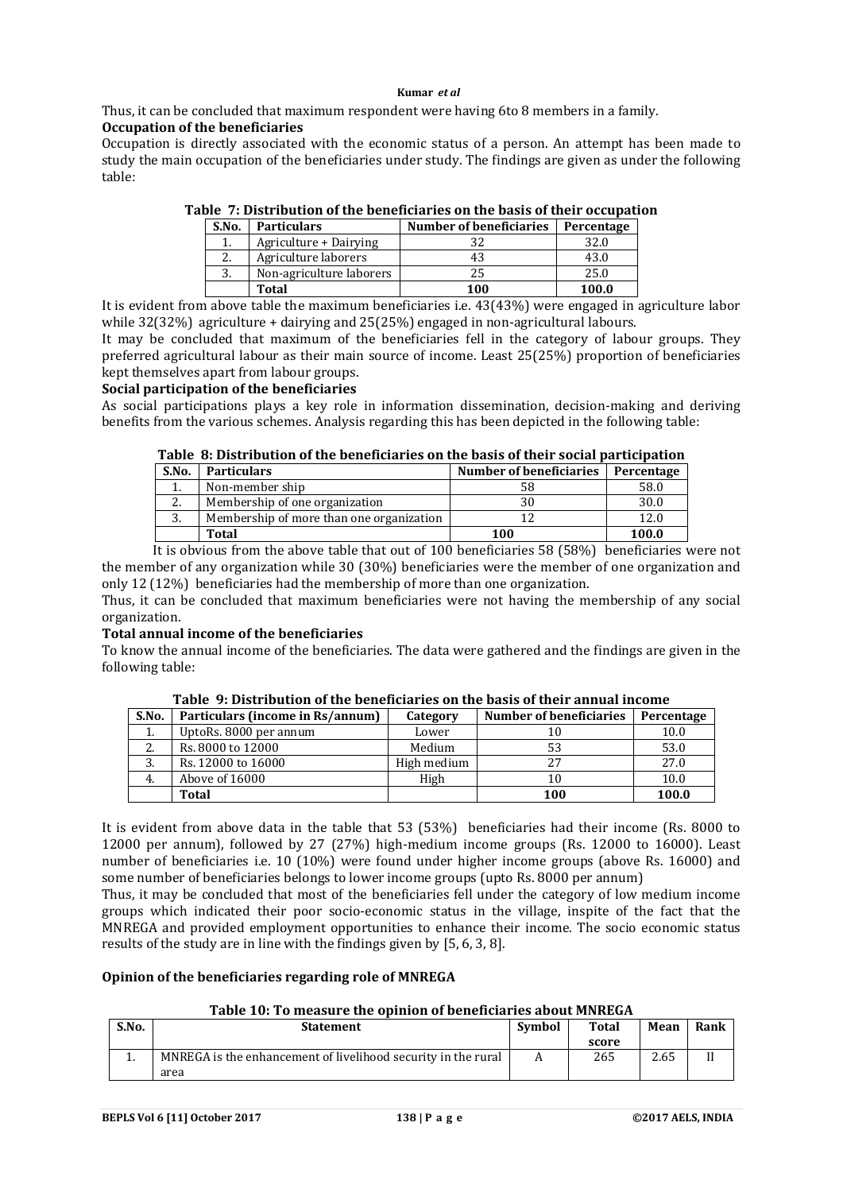Thus, it can be concluded that maximum respondent were having 6to 8 members in a family.

**Occupation of the beneficiaries**

Occupation is directly associated with the economic status of a person. An attempt has been made to study the main occupation of the beneficiaries under study. The findings are given as under the following table:

**Table 7: Distribution of the beneficiaries on the basis of their occupation**

| S.No. | Particulars | Number of beneficiaries | Percentage |
|---|---|---|---|
| 1. | Agriculture + Dairying | 32 | 32.0 |
| 2. | Agriculture laborers | 43 | 43.0 |
| 3. | Non-agriculture laborers | 25 | 25.0 |
| | **Total** | **100** | **100.0** |

It is evident from above table the maximum beneficiaries i.e. 43(43%) were engaged in agriculture labor while 32(32%) agriculture + dairying and 25(25%) engaged in non-agricultural labours.

It may be concluded that maximum of the beneficiaries fell in the category of labour groups. They preferred agricultural labour as their main source of income. Least 25(25%) proportion of beneficiaries kept themselves apart from labour groups.

**Social participation of the beneficiaries**

As social participations plays a key role in information dissemination, decision-making and deriving benefits from the various schemes. Analysis regarding this has been depicted in the following table:

**Table 8: Distribution of the beneficiaries on the basis of their social participation**

| S.No. | Particulars | Number of beneficiaries | Percentage |
|---|---|---|---|
| 1. | Non-member ship | 58 | 58.0 |
| 2. | Membership of one organization | 30 | 30.0 |
| 3. | Membership of more than one organization | 12 | 12.0 |
| | **Total** | **100** | **100.0** |

It is obvious from the above table that out of 100 beneficiaries 58 (58%) beneficiaries were not the member of any organization while 30 (30%) beneficiaries were the member of one organization and only 12 (12%) beneficiaries had the membership of more than one organization.

Thus, it can be concluded that maximum beneficiaries were not having the membership of any social organization.

**Total annual income of the beneficiaries**

To know the annual income of the beneficiaries. The data were gathered and the findings are given in the following table:

**Table 9: Distribution of the beneficiaries on the basis of their annual income**

| S.No. | Particulars (income in Rs/annum) | Category | Number of beneficiaries | Percentage |
|---|---|---|---|---|
| 1. | UptoRs. 8000 per annum | Lower | 10 | 10.0 |
| 2. | Rs. 8000 to 12000 | Medium | 53 | 53.0 |
| 3. | Rs. 12000 to 16000 | High medium | 27 | 27.0 |
| 4. | Above of 16000 | High | 10 | 10.0 |
| | **Total** | | **100** | **100.0** |

It is evident from above data in the table that 53 (53%) beneficiaries had their income (Rs. 8000 to 12000 per annum), followed by 27 (27%) high-medium income groups (Rs. 12000 to 16000). Least number of beneficiaries i.e. 10 (10%) were found under higher income groups (above Rs. 16000) and some number of beneficiaries belongs to lower income groups (upto Rs. 8000 per annum)

Thus, it may be concluded that most of the beneficiaries fell under the category of low medium income groups which indicated their poor socio-economic status in the village, inspite of the fact that the MNREGA and provided employment opportunities to enhance their income. The socio economic status results of the study are in line with the findings given by [5, 6, 3, 8].

**Opinion of the beneficiaries regarding role of MNREGA**

**Table 10: To measure the opinion of beneficiaries about MNREGA**

| S.No. | Statement | Symbol | Total score | Mean | Rank |
|---|---|---|---|---|---|
| 1. | MNREGA is the enhancement of livelihood security in the rural area | A | 265 | 2.65 | II |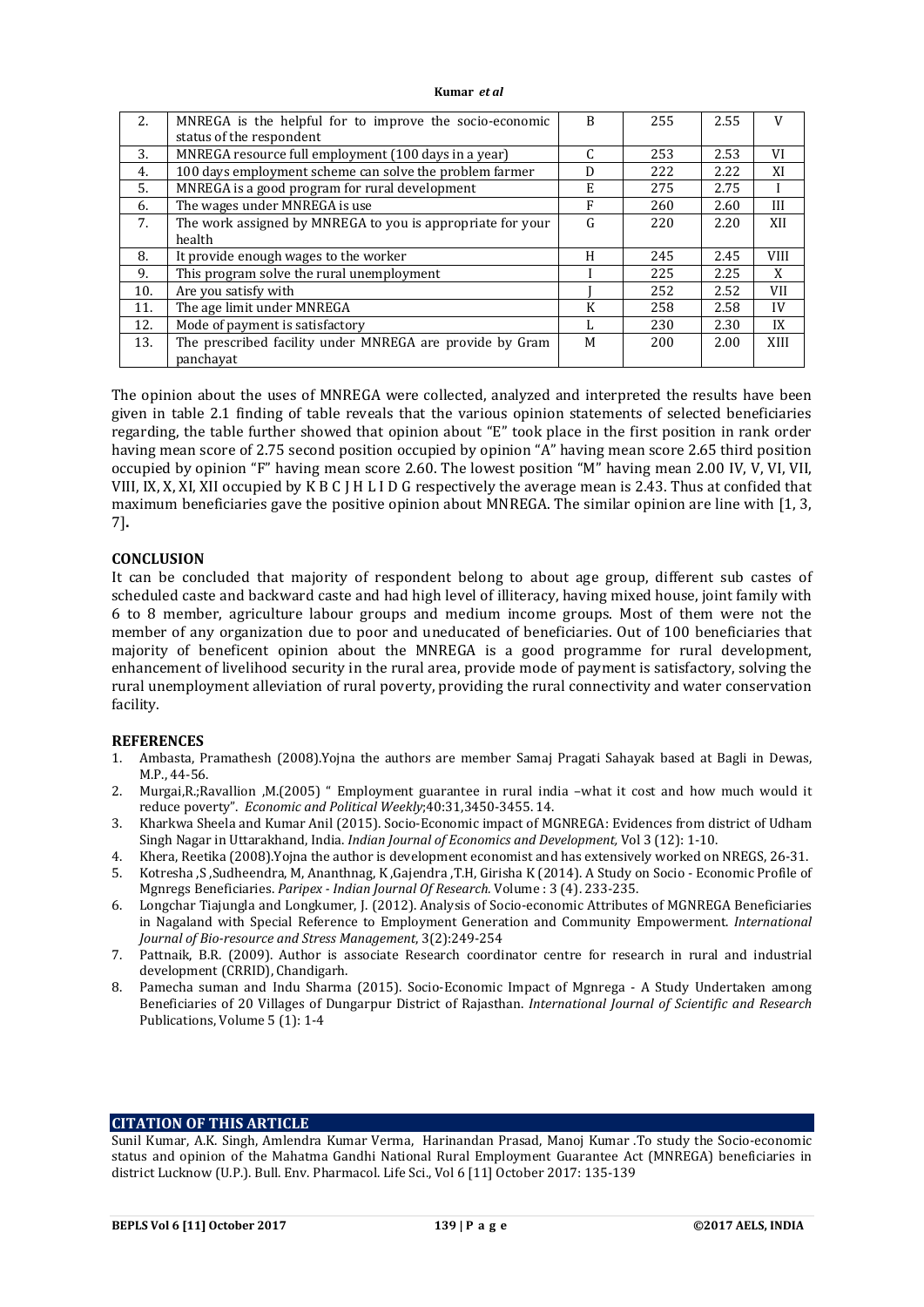| | | | | | |
|---|---|---|---|---|---|
| 2. | MNREGA is the helpful for to improve the socio-economic status of the respondent | B | 255 | 2.55 | V |
| 3. | MNREGA resource full employment (100 days in a year) | C | 253 | 2.53 | VI |
| 4. | 100 days employment scheme can solve the problem farmer | D | 222 | 2.22 | XI |
| 5. | MNREGA is a good program for rural development | E | 275 | 2.75 | I |
| 6. | The wages under MNREGA is use | F | 260 | 2.60 | III |
| 7. | The work assigned by MNREGA to you is appropriate for your health | G | 220 | 2.20 | XII |
| 8. | It provide enough wages to the worker | H | 245 | 2.45 | VIII |
| 9. | This program solve the rural unemployment | I | 225 | 2.25 | X |
| 10. | Are you satisfy with | J | 252 | 2.52 | VII |
| 11. | The age limit under MNREGA | K | 258 | 2.58 | IV |
| 12. | Mode of payment is satisfactory | L | 230 | 2.30 | IX |
| 13. | The prescribed facility under MNREGA are provide by Gram panchayat | M | 200 | 2.00 | XIII |

The opinion about the uses of MNREGA were collected, analyzed and interpreted the results have been given in table 2.1 finding of table reveals that the various opinion statements of selected beneficiaries regarding, the table further showed that opinion about "E" took place in the first position in rank order having mean score of 2.75 second position occupied by opinion "A" having mean score 2.65 third position occupied by opinion "F" having mean score 2.60. The lowest position "M" having mean 2.00 IV, V, VI, VII, VIII, IX, X, XI, XII occupied by K B C J H L I D G respectively the average mean is 2.43. Thus at confided that maximum beneficiaries gave the positive opinion about MNREGA. The similar opinion are line with [1, 3, 7].

## CONCLUSION

It can be concluded that majority of respondent belong to about age group, different sub castes of scheduled caste and backward caste and had high level of illiteracy, having mixed house, joint family with 6 to 8 member, agriculture labour groups and medium income groups. Most of them were not the member of any organization due to poor and uneducated of beneficiaries. Out of 100 beneficiaries that majority of beneficent opinion about the MNREGA is a good programme for rural development, enhancement of livelihood security in the rural area, provide mode of payment is satisfactory, solving the rural unemployment alleviation of rural poverty, providing the rural connectivity and water conservation facility.

## REFERENCES

1. Ambasta, Pramathesh (2008).Yojna the authors are member Samaj Pragati Sahayak based at Bagli in Dewas, M.P., 44-56.
2. Murgai,R.;Ravallion ,M.(2005) " Employment guarantee in rural india –what it cost and how much would it reduce poverty". *Economic and Political Weekly*;40:31,3450-3455. 14.
3. Kharkwa Sheela and Kumar Anil (2015). Socio-Economic impact of MGNREGA: Evidences from district of Udham Singh Nagar in Uttarakhand, India. *Indian Journal of Economics and Development,* Vol 3 (12): 1-10.
4. Khera, Reetika (2008).Yojna the author is development economist and has extensively worked on NREGS, 26-31.
5. Kotresha ,S ,Sudheendra, M, Ananthnag, K ,Gajendra ,T.H, Girisha K (2014). A Study on Socio - Economic Profile of Mgnregs Beneficiaries. *Paripex - Indian Journal Of Research.* Volume : 3 (4). 233-235.
6. Longchar Tiajungla and Longkumer, J. (2012). Analysis of Socio-economic Attributes of MGNREGA Beneficiaries in Nagaland with Special Reference to Employment Generation and Community Empowerment. *International Journal of Bio-resource and Stress Management*, 3(2):249-254
7. Pattnaik, B.R. (2009). Author is associate Research coordinator centre for research in rural and industrial development (CRRID), Chandigarh.
8. Pamecha suman and Indu Sharma (2015). Socio-Economic Impact of Mgnrega - A Study Undertaken among Beneficiaries of 20 Villages of Dungarpur District of Rajasthan. *International Journal of Scientific and Research* Publications, Volume 5 (1): 1-4

## CITATION OF THIS ARTICLE

Sunil Kumar, A.K. Singh, Amlendra Kumar Verma, Harinandan Prasad, Manoj Kumar .To study the Socio-economic status and opinion of the Mahatma Gandhi National Rural Employment Guarantee Act (MNREGA) beneficiaries in district Lucknow (U.P.). Bull. Env. Pharmacol. Life Sci., Vol 6 [11] October 2017: 135-139